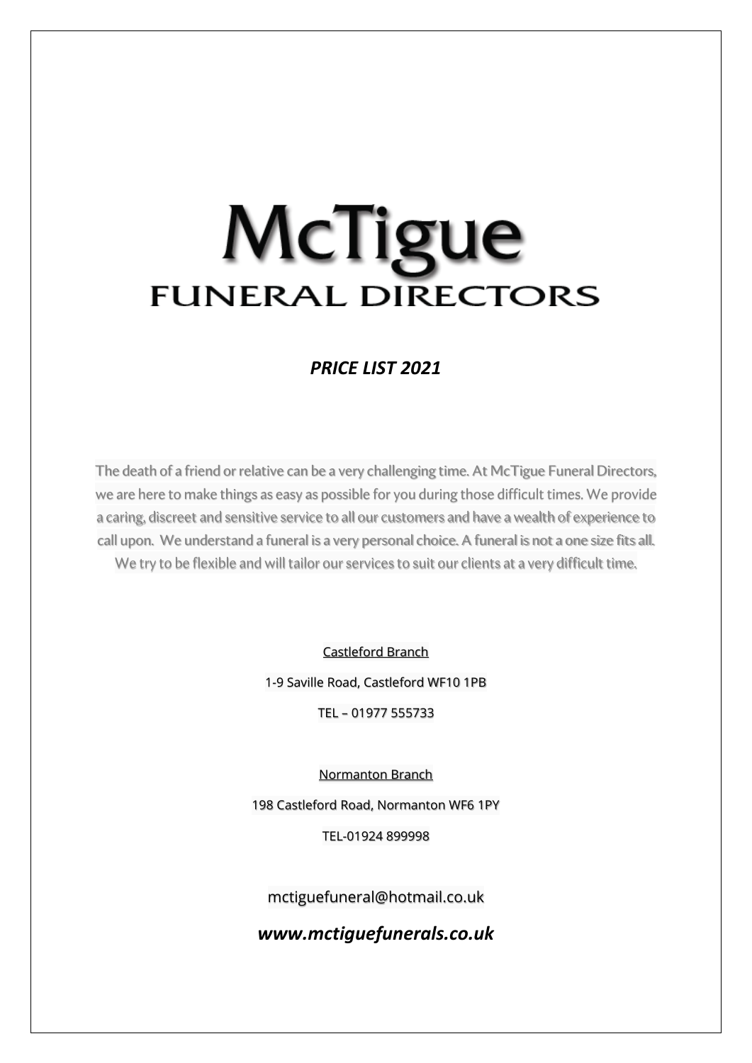# McTigue
## FUNERAL DIRECTORS

***PRICE LIST 2021***

The death of a friend or relative can be a very challenging time. At McTigue Funeral Directors, we are here to make things as easy as possible for you during those difficult times. We provide a caring, discreet and sensitive service to all our customers and have a wealth of experience to call upon. We understand a funeral is a very personal choice. A funeral is not a one size fits all. We try to be flexible and will tailor our services to suit our clients at a very difficult time.

Castleford Branch

1-9 Saville Road, Castleford WF10 1PB

TEL – 01977 555733

Normanton Branch

198 Castleford Road, Normanton WF6 1PY

TEL-01924 899998

mctiguefuneral@hotmail.co.uk

***www.mctiguefunerals.co.uk***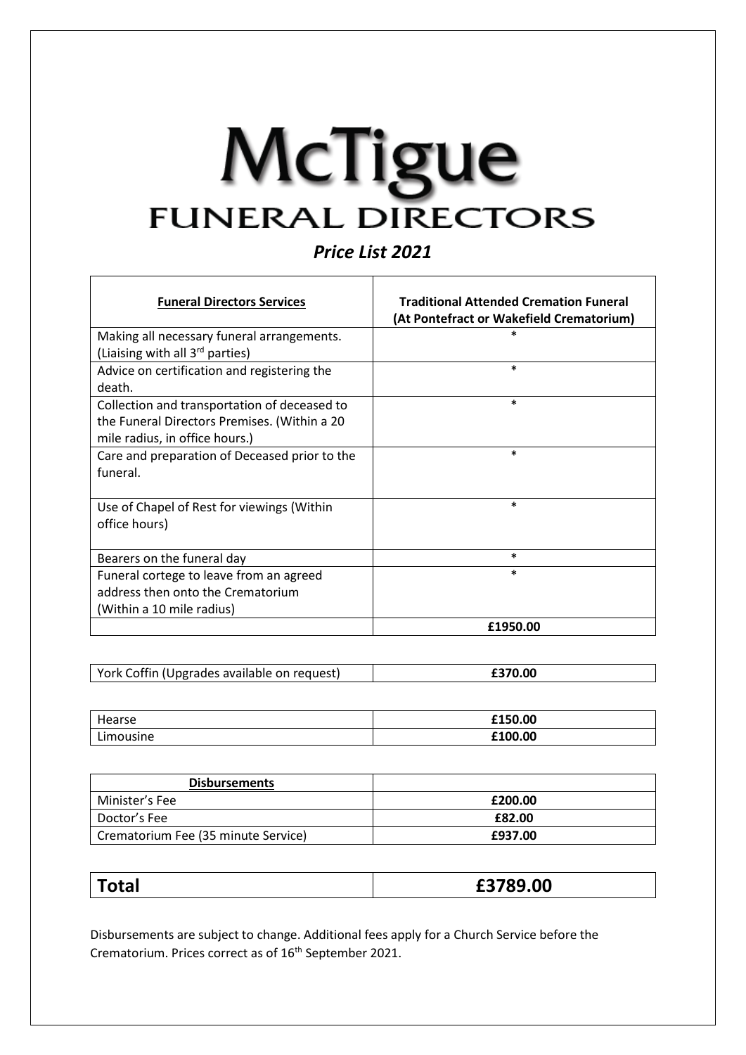# McTigue
## FUNERAL DIRECTORS

### *Price List 2021*

| **Funeral Directors Services** | **Traditional Attended Cremation Funeral (At Pontefract or Wakefield Crematorium)** |
|---|---|
| Making all necessary funeral arrangements. (Liaising with all 3rd parties) | * |
| Advice on certification and registering the death. | * |
| Collection and transportation of deceased to the Funeral Directors Premises. (Within a 20 mile radius, in office hours.) | * |
| Care and preparation of Deceased prior to the funeral. | * |
| Use of Chapel of Rest for viewings (Within office hours) | * |
| Bearers on the funeral day | * |
| Funeral cortege to leave from an agreed address then onto the Crematorium (Within a 10 mile radius) | * |
| | **£1950.00** |

| | |
|---|---|
| York Coffin (Upgrades available on request) | **£370.00** |

| | |
|---|---|
| Hearse | **£150.00** |
| Limousine | **£100.00** |

| **Disbursements** | |
|---|---|
| Minister's Fee | **£200.00** |
| Doctor's Fee | **£82.00** |
| Crematorium Fee (35 minute Service) | **£937.00** |

| | |
|---|---|
| **Total** | **£3789.00** |

Disbursements are subject to change. Additional fees apply for a Church Service before the Crematorium. Prices correct as of 16th September 2021.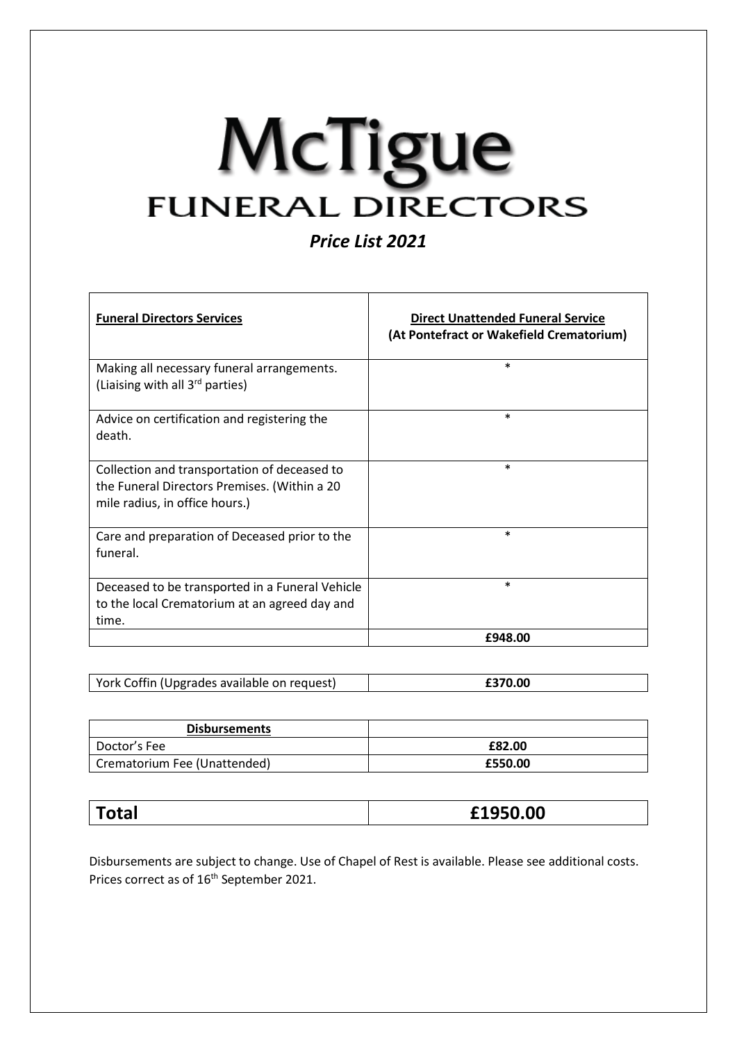# McTigue
## FUNERAL DIRECTORS

*Price List 2021*

| **Funeral Directors Services** | **Direct Unattended Funeral Service (At Pontefract or Wakefield Crematorium)** |
|---|---|
| Making all necessary funeral arrangements. (Liaising with all 3rd parties) | * |
| Advice on certification and registering the death. | * |
| Collection and transportation of deceased to the Funeral Directors Premises. (Within a 20 mile radius, in office hours.) | * |
| Care and preparation of Deceased prior to the funeral. | * |
| Deceased to be transported in a Funeral Vehicle to the local Crematorium at an agreed day and time. | * |
| | **£948.00** |

| York Coffin (Upgrades available on request) | **£370.00** |
|---|---|

| **Disbursements** | |
|---|---|
| Doctor's Fee | **£82.00** |
| Crematorium Fee (Unattended) | **£550.00** |

| **Total** | **£1950.00** |
|---|---|

Disbursements are subject to change. Use of Chapel of Rest is available. Please see additional costs. Prices correct as of 16th September 2021.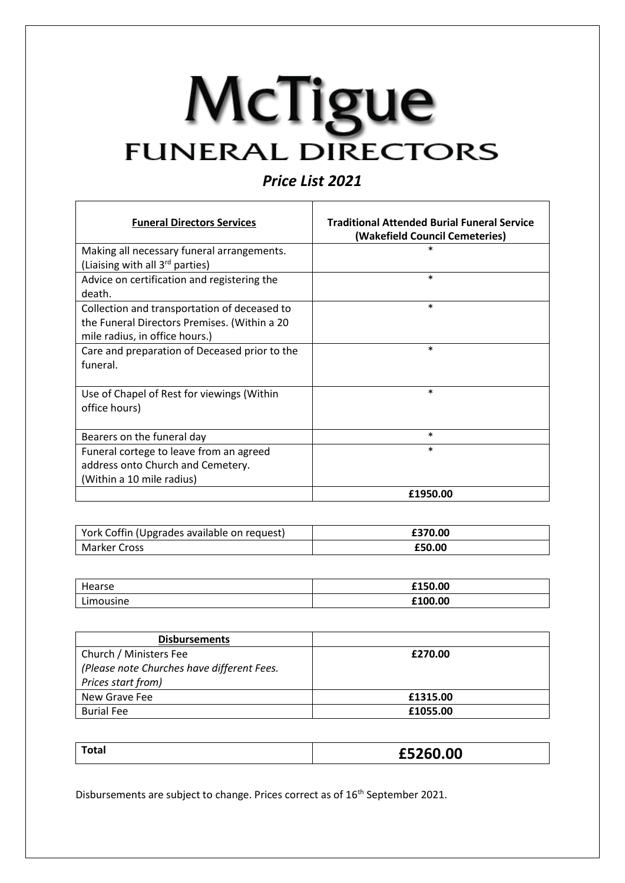# McTigue

## FUNERAL DIRECTORS

### *Price List 2021*

| **Funeral Directors Services** | **Traditional Attended Burial Funeral Service (Wakefield Council Cemeteries)** |
| --- | --- |
| Making all necessary funeral arrangements. (Liaising with all 3rd parties) | * |
| Advice on certification and registering the death. | * |
| Collection and transportation of deceased to the Funeral Directors Premises. (Within a 20 mile radius, in office hours.) | * |
| Care and preparation of Deceased prior to the funeral. | * |
| Use of Chapel of Rest for viewings (Within office hours) | * |
| Bearers on the funeral day | * |
| Funeral cortege to leave from an agreed address onto Church and Cemetery. (Within a 10 mile radius) | * |
| | **£1950.00** |

| | |
| --- | --- |
| York Coffin (Upgrades available on request) | **£370.00** |
| Marker Cross | **£50.00** |

| | |
| --- | --- |
| Hearse | **£150.00** |
| Limousine | **£100.00** |

| **Disbursements** | |
| --- | --- |
| Church / Ministers Fee *(Please note Churches have different Fees. Prices start from)* | **£270.00** |
| New Grave Fee | **£1315.00** |
| Burial Fee | **£1055.00** |

| | |
| --- | --- |
| **Total** | **£5260.00** |

Disbursements are subject to change. Prices correct as of 16th September 2021.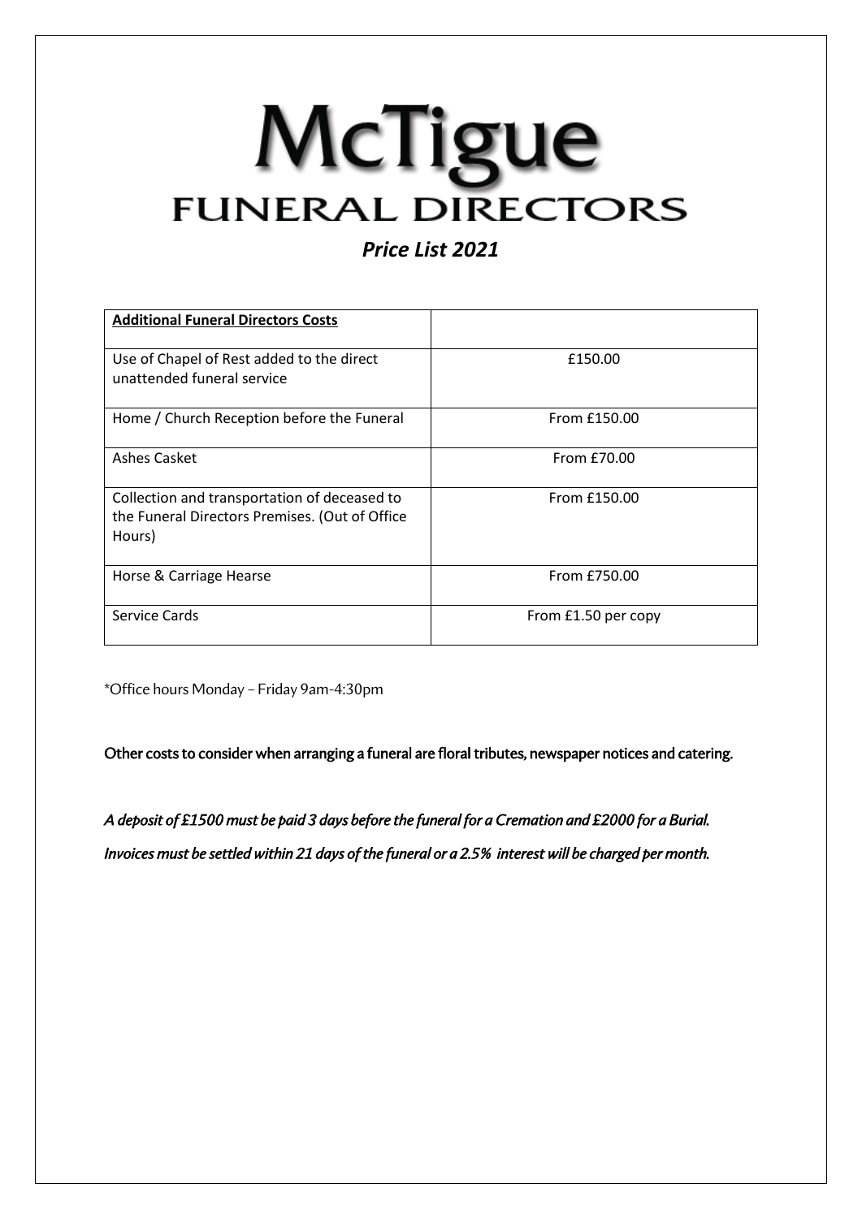# McTigue
## FUNERAL DIRECTORS

### *Price List 2021*

| **Additional Funeral Directors Costs** | |
|---|---|
| Use of Chapel of Rest added to the direct unattended funeral service | £150.00 |
| Home / Church Reception before the Funeral | From £150.00 |
| Ashes Casket | From £70.00 |
| Collection and transportation of deceased to the Funeral Directors Premises. (Out of Office Hours) | From £150.00 |
| Horse & Carriage Hearse | From £750.00 |
| Service Cards | From £1.50 per copy |

*Office hours Monday – Friday 9am-4:30pm

Other costs to consider when arranging a funeral are floral tributes, newspaper notices and catering.

*A deposit of £1500 must be paid 3 days before the funeral for a Cremation and £2000 for a Burial.*

*Invoices must be settled within 21 days of the funeral or a 2.5% interest will be charged per month.*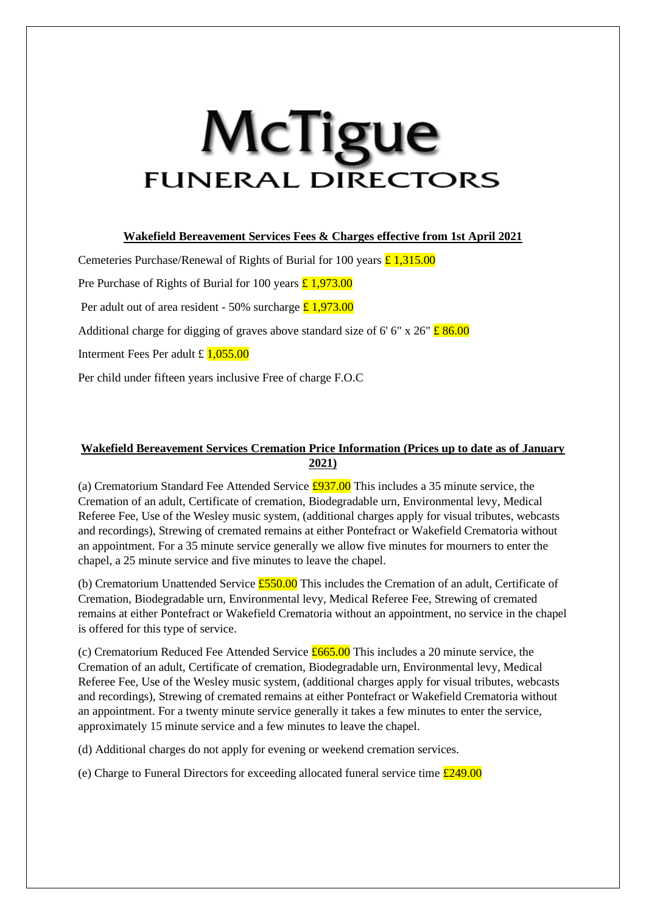# McTigue
## FUNERAL DIRECTORS

**Wakefield Bereavement Services Fees & Charges effective from 1st April 2021**

Cemeteries Purchase/Renewal of Rights of Burial for 100 years £ 1,315.00

Pre Purchase of Rights of Burial for 100 years £ 1,973.00

Per adult out of area resident - 50% surcharge £ 1,973.00

Additional charge for digging of graves above standard size of 6' 6" x 26" £ 86.00

Interment Fees Per adult £ 1,055.00

Per child under fifteen years inclusive Free of charge F.O.C

**Wakefield Bereavement Services Cremation Price Information (Prices up to date as of January 2021)**

(a) Crematorium Standard Fee Attended Service £937.00 This includes a 35 minute service, the Cremation of an adult, Certificate of cremation, Biodegradable urn, Environmental levy, Medical Referee Fee, Use of the Wesley music system, (additional charges apply for visual tributes, webcasts and recordings), Strewing of cremated remains at either Pontefract or Wakefield Crematoria without an appointment. For a 35 minute service generally we allow five minutes for mourners to enter the chapel, a 25 minute service and five minutes to leave the chapel.

(b) Crematorium Unattended Service £550.00 This includes the Cremation of an adult, Certificate of Cremation, Biodegradable urn, Environmental levy, Medical Referee Fee, Strewing of cremated remains at either Pontefract or Wakefield Crematoria without an appointment, no service in the chapel is offered for this type of service.

(c) Crematorium Reduced Fee Attended Service £665.00 This includes a 20 minute service, the Cremation of an adult, Certificate of cremation, Biodegradable urn, Environmental levy, Medical Referee Fee, Use of the Wesley music system, (additional charges apply for visual tributes, webcasts and recordings), Strewing of cremated remains at either Pontefract or Wakefield Crematoria without an appointment. For a twenty minute service generally it takes a few minutes to enter the service, approximately 15 minute service and a few minutes to leave the chapel.

(d) Additional charges do not apply for evening or weekend cremation services.

(e) Charge to Funeral Directors for exceeding allocated funeral service time £249.00